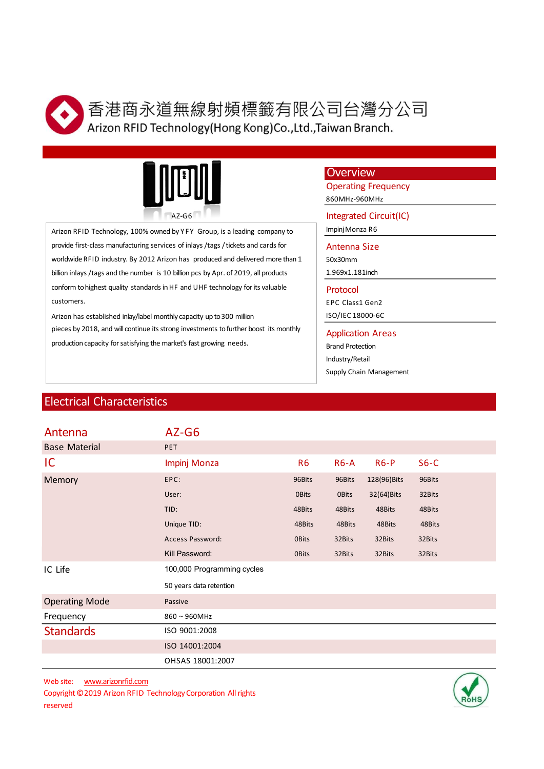# 香港商永道無線射頻標籤有限公司台灣分公司

# Arizon RFID Technology(Hong Kong)Co.,Ltd.,Taiwan Branch.

AZ-G6

Arizon RFID Technology, 100% owned by YFY Group, is a leading company to provide first-class manufacturing services of inlays /tags / tickets and cards for worldwide RFID industry. By 2012 Arizon has produced and delivered more than 1 billion inlays /tags and the number is 10 billion pcs by Apr. of 2019, all products conform to highest quality standards in HF and UHF technology for its valuable customers.

Arizon has established inlay/label monthly capacity up to 300 million pieces by 2018, and will continue its strong investments to further boost its monthly production capacity for satisfying the market's fast growing needs.

## Overview

**Operating Frequency**

860MHz-960MHz

**Integrated Circuit(IC)**

Impinj Monza R6

**Antenna Size**

50x30mm

1.969x1.181inch

**Protocol**

EPC Class1 Gen2

ISO/IEC 18000-6C

**Application Areas**

Brand Protection

Industry/Retail

Supply Chain Management

## Electrical Characteristics

| Antenna | AZ-G6 | | | | |
|---|---|---|---|---|---|
| Base Material | PET | | | | |
| IC | Impinj Monza | R6 | R6-A | R6-P | S6-C |
| Memory | EPC: | 96Bits | 96Bits | 128(96)Bits | 96Bits |
| | User: | 0Bits | 0Bits | 32(64)Bits | 32Bits |
| | TID: | 48Bits | 48Bits | 48Bits | 48Bits |
| | Unique TID: | 48Bits | 48Bits | 48Bits | 48Bits |
| | Access Password: | 0Bits | 32Bits | 32Bits | 32Bits |
| | Kill Password: | 0Bits | 32Bits | 32Bits | 32Bits |
| IC Life | 100,000 Programming cycles | | | | |
| | 50 years data retention | | | | |
| Operating Mode | Passive | | | | |
| Frequency | 860 ~ 960MHz | | | | |
| Standards | ISO 9001:2008 | | | | |
| | ISO 14001:2004 | | | | |
| | OHSAS 18001:2007 | | | | |

Web site: www.arizonrfid.com

Copyright ©2019 Arizon RFID Technology Corporation All rights reserved

RoHS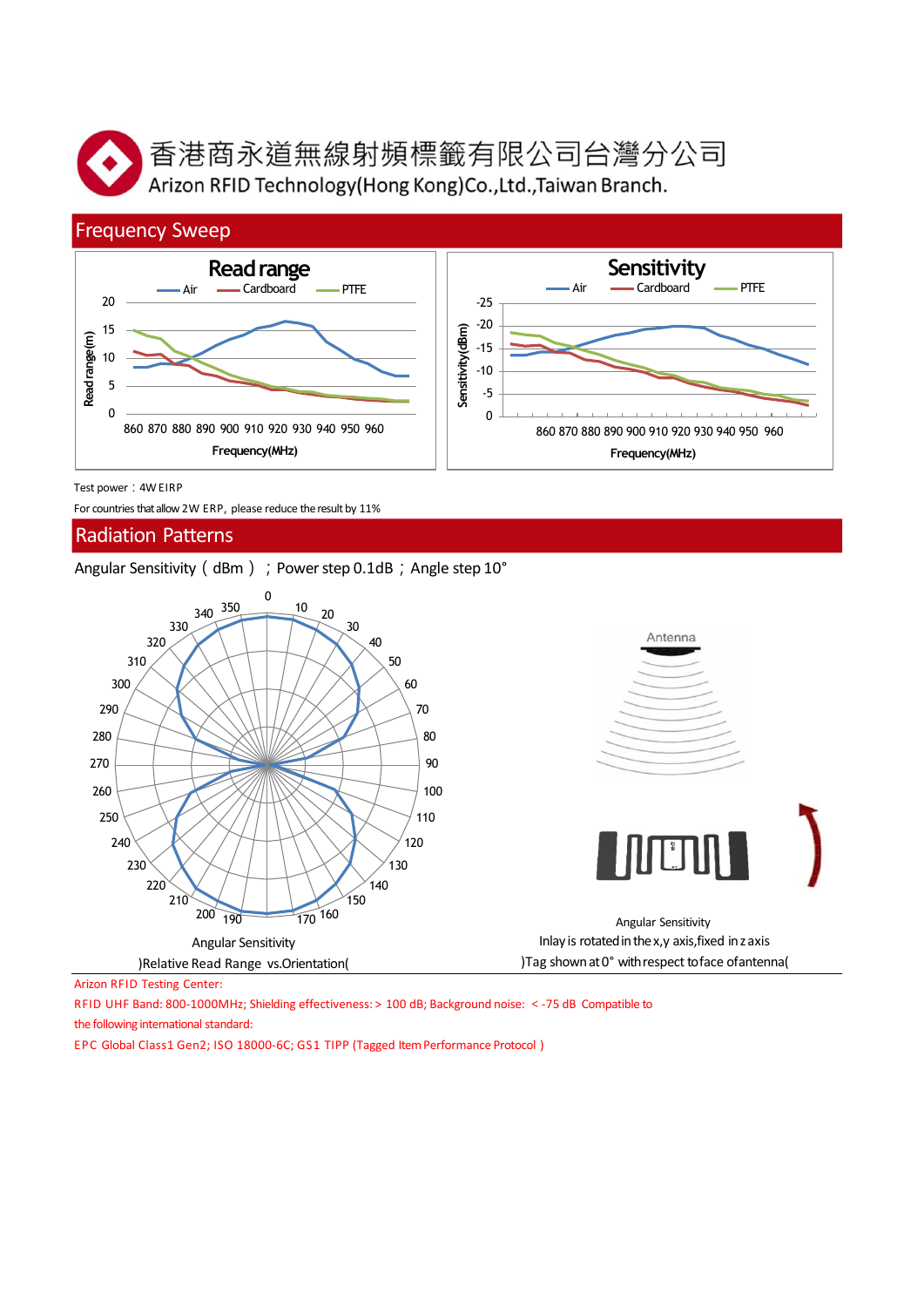香港商永道無線射頻標籤有限公司台灣分公司

Arizon RFID Technology(Hong Kong)Co.,Ltd.,Taiwan Branch.

## Frequency Sweep

Read range

Air Cardboard PTFE

Read range(m)

20
15
10
5
0

860 870 880 890 900 910 920 930 940 950 960

Frequency(MHz)

Sensitivity

Air Cardboard PTFE

Sensitivity(dBm)

-25
-20
-15
-10
-5
0

860 870 880 890 900 910 920 930 940 950 960

Frequency(MHz)

Test power：4W EIRP

For countries that allow 2W ERP, please reduce the result by 11%

## Radiation Patterns

Angular Sensitivity（dBm）；Power step 0.1dB；Angle step 10°

0 10 20 30 40 50 60 70 80 90 100 110 120 130 140 150 160 170 190 200 210 220 230 240 250 260 270 280 290 300 310 320 330 340 350

Angular Sensitivity

)Relative Read Range vs.Orientation(

Antenna

Angular Sensitivity

Inlay is rotated in the x,y axis,fixed in z axis

)Tag shown at 0° with respect to face of antenna(

Arizon RFID Testing Center:

RFID UHF Band: 800-1000MHz; Shielding effectiveness: > 100 dB; Background noise: < -75 dB Compatible to the following international standard:

EPC Global Class1 Gen2; ISO 18000-6C; GS1 TIPP (Tagged Item Performance Protocol )